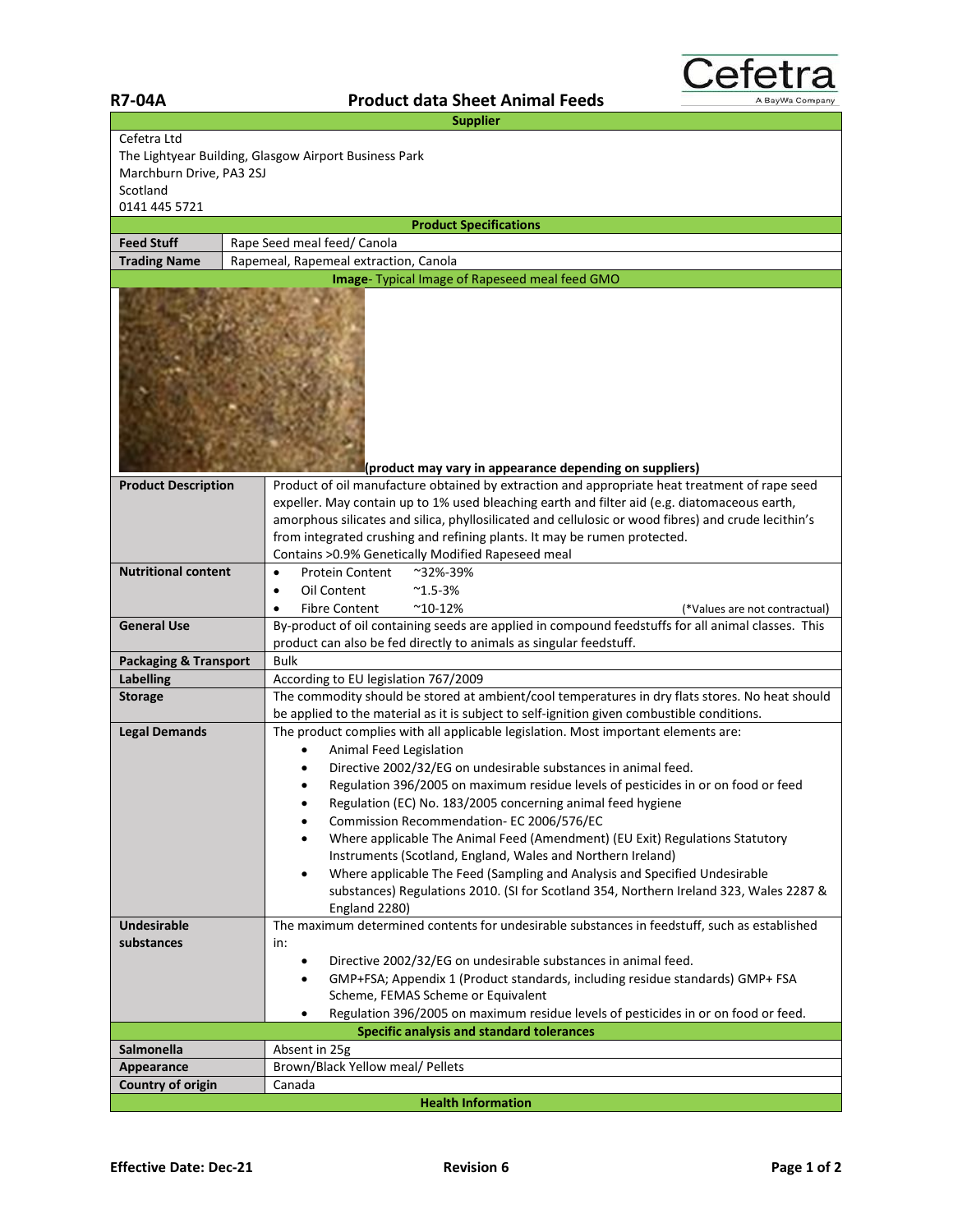**R7-04A** **Product data Sheet Animal Feeds**

Cefetra
A BayWa Company

| Supplier | |
|---|---|
| Cefetra Ltd<br>The Lightyear Building, Glasgow Airport Business Park<br>Marchburn Drive, PA3 2SJ<br>Scotland<br>0141 445 5721 | |
| **Product Specifications** | |
| **Feed Stuff** | Rape Seed meal feed/ Canola |
| **Trading Name** | Rapemeal, Rapemeal extraction, Canola |
| **Image**- Typical Image of Rapeseed meal feed GMO | |
| **(product may vary in appearance depending on suppliers)** | |
| **Product Description** | Product of oil manufacture obtained by extraction and appropriate heat treatment of rape seed expeller. May contain up to 1% used bleaching earth and filter aid (e.g. diatomaceous earth, amorphous silicates and silica, phyllosilicated and cellulosic or wood fibres) and crude lecithin's from integrated crushing and refining plants. It may be rumen protected.<br>Contains >0.9% Genetically Modified Rapeseed meal |
| **Nutritional content** | • Protein Content ~32%-39%<br>• Oil Content ~1.5-3%<br>• Fibre Content ~10-12% (*Values are not contractual) |
| **General Use** | By-product of oil containing seeds are applied in compound feedstuffs for all animal classes. This product can also be fed directly to animals as singular feedstuff. |
| **Packaging & Transport** | Bulk |
| **Labelling** | According to EU legislation 767/2009 |
| **Storage** | The commodity should be stored at ambient/cool temperatures in dry flats stores. No heat should be applied to the material as it is subject to self-ignition given combustible conditions. |
| **Legal Demands** | The product complies with all applicable legislation. Most important elements are:<br>• Animal Feed Legislation<br>• Directive 2002/32/EG on undesirable substances in animal feed.<br>• Regulation 396/2005 on maximum residue levels of pesticides in or on food or feed<br>• Regulation (EC) No. 183/2005 concerning animal feed hygiene<br>• Commission Recommendation- EC 2006/576/EC<br>• Where applicable The Animal Feed (Amendment) (EU Exit) Regulations Statutory Instruments (Scotland, England, Wales and Northern Ireland)<br>• Where applicable The Feed (Sampling and Analysis and Specified Undesirable substances) Regulations 2010. (SI for Scotland 354, Northern Ireland 323, Wales 2287 & England 2280) |
| **Undesirable substances** | The maximum determined contents for undesirable substances in feedstuff, such as established in:<br>• Directive 2002/32/EG on undesirable substances in animal feed.<br>• GMP+FSA; Appendix 1 (Product standards, including residue standards) GMP+ FSA Scheme, FEMAS Scheme or Equivalent<br>• Regulation 396/2005 on maximum residue levels of pesticides in or on food or feed. |
| **Specific analysis and standard tolerances** | |
| **Salmonella** | Absent in 25g |
| **Appearance** | Brown/Black Yellow meal/ Pellets |
| **Country of origin** | Canada |
| **Health Information** | |

**Effective Date: Dec-21** **Revision 6**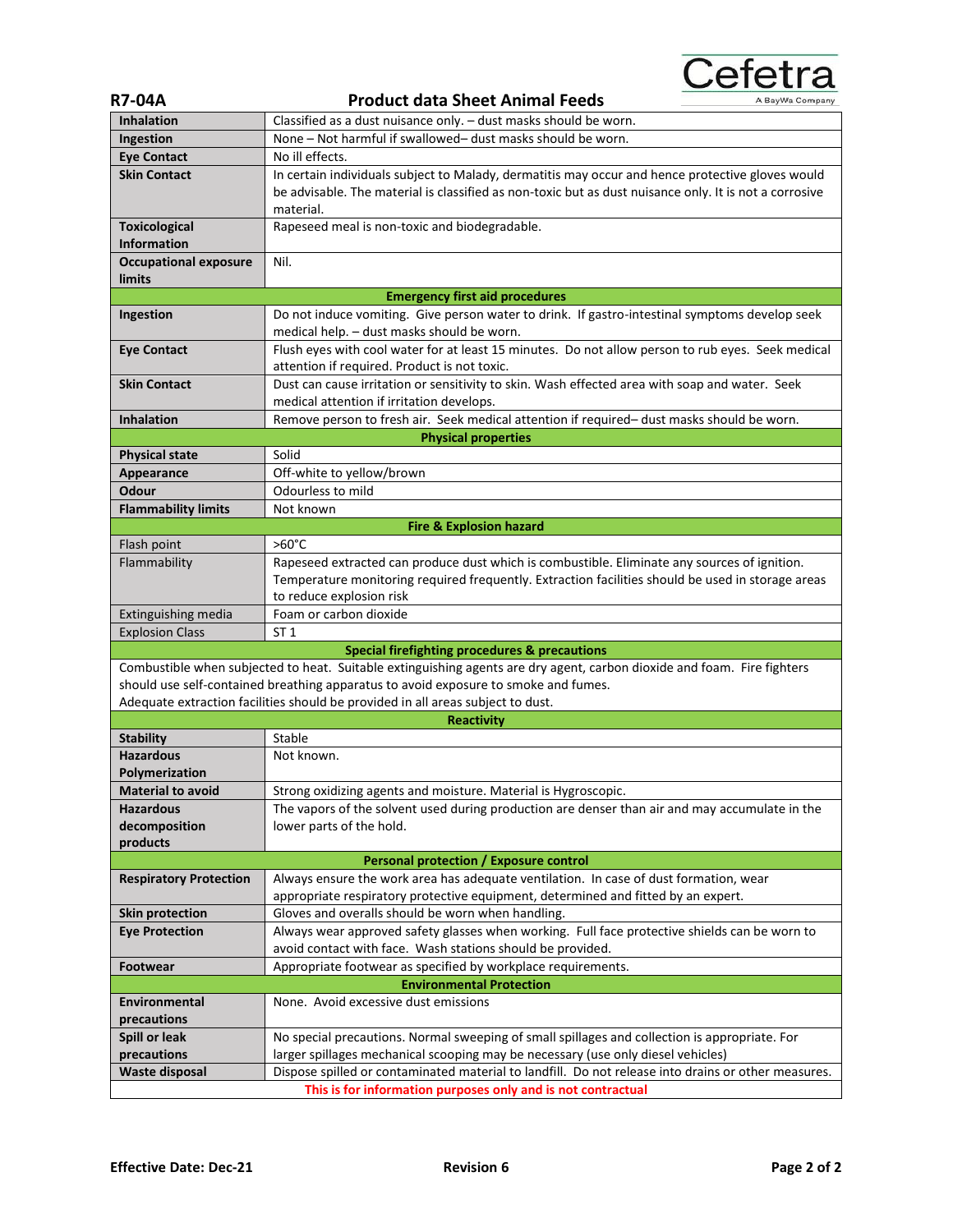**R7-04A** **Product data Sheet Animal Feeds**

| | |
|---|---|
| **Inhalation** | Classified as a dust nuisance only. – dust masks should be worn. |
| **Ingestion** | None – Not harmful if swallowed– dust masks should be worn. |
| **Eye Contact** | No ill effects. |
| **Skin Contact** | In certain individuals subject to Malady, dermatitis may occur and hence protective gloves would be advisable. The material is classified as non-toxic but as dust nuisance only. It is not a corrosive material. |
| **Toxicological Information** | Rapeseed meal is non-toxic and biodegradable. |
| **Occupational exposure limits** | Nil. |
| **Emergency first aid procedures** | |
| **Ingestion** | Do not induce vomiting. Give person water to drink. If gastro-intestinal symptoms develop seek medical help. – dust masks should be worn. |
| **Eye Contact** | Flush eyes with cool water for at least 15 minutes. Do not allow person to rub eyes. Seek medical attention if required. Product is not toxic. |
| **Skin Contact** | Dust can cause irritation or sensitivity to skin. Wash effected area with soap and water. Seek medical attention if irritation develops. |
| **Inhalation** | Remove person to fresh air. Seek medical attention if required– dust masks should be worn. |
| **Physical properties** | |
| **Physical state** | Solid |
| **Appearance** | Off-white to yellow/brown |
| **Odour** | Odourless to mild |
| **Flammability limits** | Not known |
| **Fire & Explosion hazard** | |
| Flash point | >60°C |
| Flammability | Rapeseed extracted can produce dust which is combustible. Eliminate any sources of ignition. Temperature monitoring required frequently. Extraction facilities should be used in storage areas to reduce explosion risk |
| Extinguishing media | Foam or carbon dioxide |
| Explosion Class | ST 1 |
| **Special firefighting procedures & precautions** | |
| Combustible when subjected to heat. Suitable extinguishing agents are dry agent, carbon dioxide and foam. Fire fighters should use self-contained breathing apparatus to avoid exposure to smoke and fumes. Adequate extraction facilities should be provided in all areas subject to dust. | |
| **Reactivity** | |
| **Stability** | Stable |
| **Hazardous Polymerization** | Not known. |
| **Material to avoid** | Strong oxidizing agents and moisture. Material is Hygroscopic. |
| **Hazardous decomposition products** | The vapors of the solvent used during production are denser than air and may accumulate in the lower parts of the hold. |
| **Personal protection / Exposure control** | |
| **Respiratory Protection** | Always ensure the work area has adequate ventilation. In case of dust formation, wear appropriate respiratory protective equipment, determined and fitted by an expert. |
| **Skin protection** | Gloves and overalls should be worn when handling. |
| **Eye Protection** | Always wear approved safety glasses when working. Full face protective shields can be worn to avoid contact with face. Wash stations should be provided. |
| **Footwear** | Appropriate footwear as specified by workplace requirements. |
| **Environmental Protection** | |
| **Environmental precautions** | None. Avoid excessive dust emissions |
| **Spill or leak precautions** | No special precautions. Normal sweeping of small spillages and collection is appropriate. For larger spillages mechanical scooping may be necessary (use only diesel vehicles) |
| **Waste disposal** | Dispose spilled or contaminated material to landfill. Do not release into drains or other measures. |

**This is for information purposes only and is not contractual**

**Effective Date: Dec-21** **Revision 6**